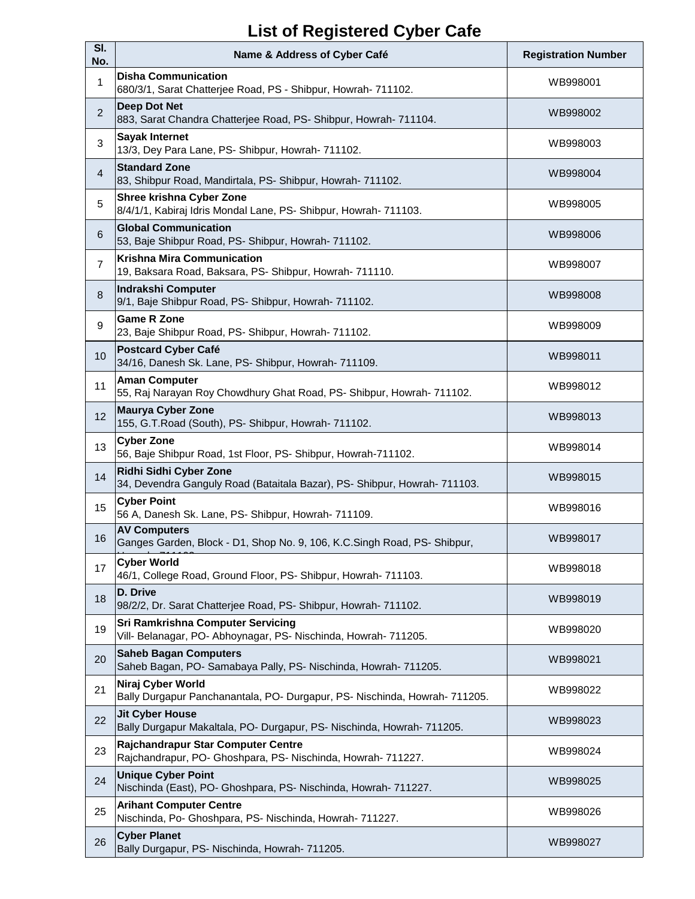# List of Registered Cyber Cafe

| Sl. No. | Name & Address of Cyber Café | Registration Number |
|---|---|---|
| 1 | **Disha Communication** 680/3/1, Sarat Chatterjee Road, PS - Shibpur, Howrah- 711102. | WB998001 |
| 2 | **Deep Dot Net** 883, Sarat Chandra Chatterjee Road, PS- Shibpur, Howrah- 711104. | WB998002 |
| 3 | **Sayak Internet** 13/3, Dey Para Lane, PS- Shibpur, Howrah- 711102. | WB998003 |
| 4 | **Standard Zone** 83, Shibpur Road, Mandirtala, PS- Shibpur, Howrah- 711102. | WB998004 |
| 5 | **Shree krishna Cyber Zone** 8/4/1/1, Kabiraj Idris Mondal Lane, PS- Shibpur, Howrah- 711103. | WB998005 |
| 6 | **Global Communication** 53, Baje Shibpur Road, PS- Shibpur, Howrah- 711102. | WB998006 |
| 7 | **Krishna Mira Communication** 19, Baksara Road, Baksara, PS- Shibpur, Howrah- 711110. | WB998007 |
| 8 | **Indrakshi Computer** 9/1, Baje Shibpur Road, PS- Shibpur, Howrah- 711102. | WB998008 |
| 9 | **Game R Zone** 23, Baje Shibpur Road, PS- Shibpur, Howrah- 711102. | WB998009 |
| 10 | **Postcard Cyber Café** 34/16, Danesh Sk. Lane, PS- Shibpur, Howrah- 711109. | WB998011 |
| 11 | **Aman Computer** 55, Raj Narayan Roy Chowdhury Ghat Road, PS- Shibpur, Howrah- 711102. | WB998012 |
| 12 | **Maurya Cyber Zone** 155, G.T.Road (South), PS- Shibpur, Howrah- 711102. | WB998013 |
| 13 | **Cyber Zone** 56, Baje Shibpur Road, 1st Floor, PS- Shibpur, Howrah-711102. | WB998014 |
| 14 | **Ridhi Sidhi Cyber Zone** 34, Devendra Ganguly Road (Bataitala Bazar), PS- Shibpur, Howrah- 711103. | WB998015 |
| 15 | **Cyber Point** 56 A, Danesh Sk. Lane, PS- Shibpur, Howrah- 711109. | WB998016 |
| 16 | **AV Computers** Ganges Garden, Block - D1, Shop No. 9, 106, K.C.Singh Road, PS- Shibpur, Howrah- 711102. | WB998017 |
| 17 | **Cyber World** 46/1, College Road, Ground Floor, PS- Shibpur, Howrah- 711103. | WB998018 |
| 18 | **D. Drive** 98/2/2, Dr. Sarat Chatterjee Road, PS- Shibpur, Howrah- 711102. | WB998019 |
| 19 | **Sri Ramkrishna Computer Servicing** Vill- Belanagar, PO- Abhoynagar, PS- Nischinda, Howrah- 711205. | WB998020 |
| 20 | **Saheb Bagan Computers** Saheb Bagan, PO- Samabaya Pally, PS- Nischinda, Howrah- 711205. | WB998021 |
| 21 | **Niraj Cyber World** Bally Durgapur Panchanantala, PO- Durgapur, PS- Nischinda, Howrah- 711205. | WB998022 |
| 22 | **Jit Cyber House** Bally Durgapur Makaltala, PO- Durgapur, PS- Nischinda, Howrah- 711205. | WB998023 |
| 23 | **Rajchandrapur Star Computer Centre** Rajchandrapur, PO- Ghoshpara, PS- Nischinda, Howrah- 711227. | WB998024 |
| 24 | **Unique Cyber Point** Nischinda (East), PO- Ghoshpara, PS- Nischinda, Howrah- 711227. | WB998025 |
| 25 | **Arihant Computer Centre** Nischinda, Po- Ghoshpara, PS- Nischinda, Howrah- 711227. | WB998026 |
| 26 | **Cyber Planet** Bally Durgapur, PS- Nischinda, Howrah- 711205. | WB998027 |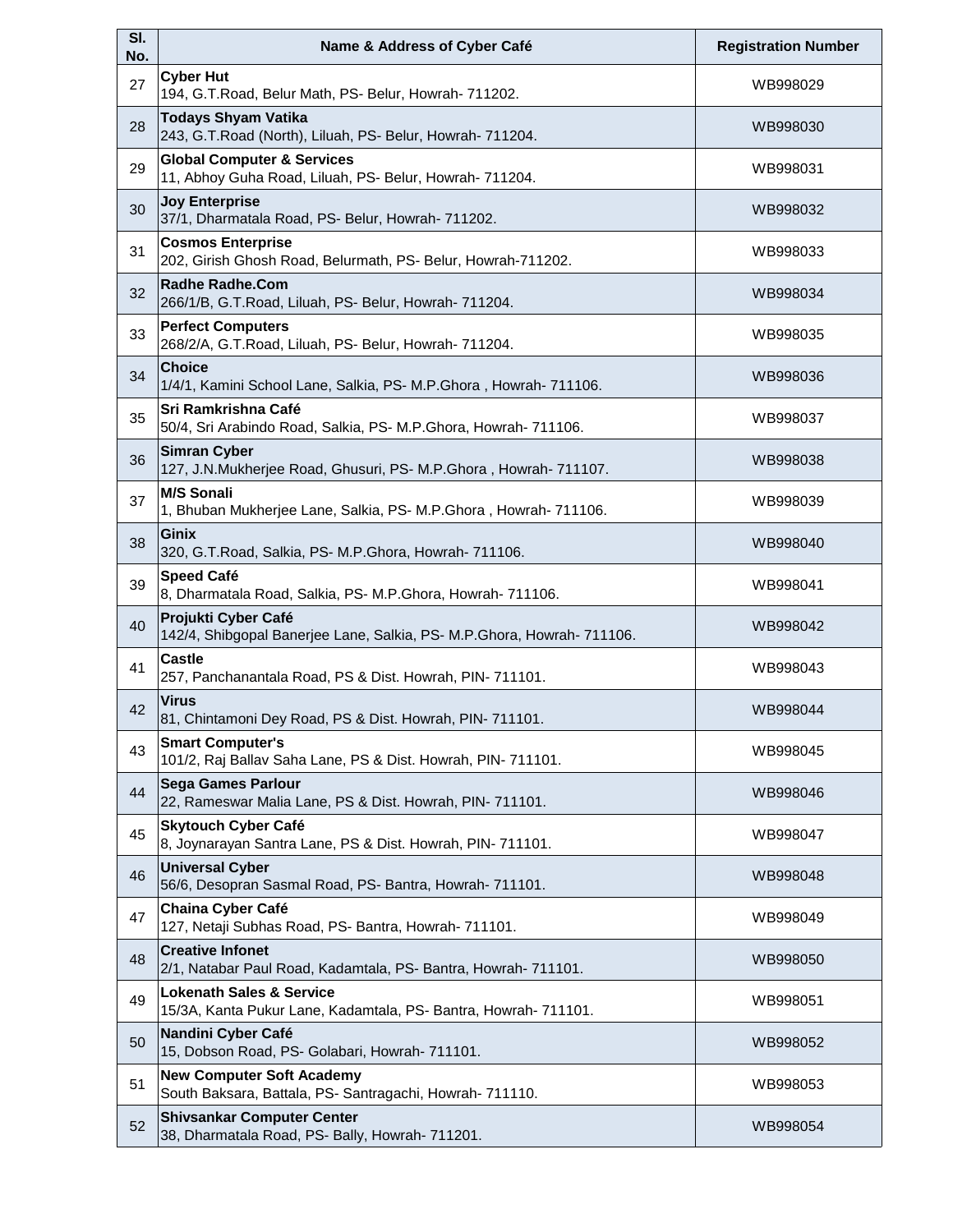| Sl. No. | Name & Address of Cyber Café | Registration Number |
|---|---|---|
| 27 | **Cyber Hut**<br>194, G.T.Road, Belur Math, PS- Belur, Howrah- 711202. | WB998029 |
| 28 | **Todays Shyam Vatika**<br>243, G.T.Road (North), Liluah, PS- Belur, Howrah- 711204. | WB998030 |
| 29 | **Global Computer & Services**<br>11, Abhoy Guha Road, Liluah, PS- Belur, Howrah- 711204. | WB998031 |
| 30 | **Joy Enterprise**<br>37/1, Dharmatala Road, PS- Belur, Howrah- 711202. | WB998032 |
| 31 | **Cosmos Enterprise**<br>202, Girish Ghosh Road, Belurmath, PS- Belur, Howrah-711202. | WB998033 |
| 32 | **Radhe Radhe.Com**<br>266/1/B, G.T.Road, Liluah, PS- Belur, Howrah- 711204. | WB998034 |
| 33 | **Perfect Computers**<br>268/2/A, G.T.Road, Liluah, PS- Belur, Howrah- 711204. | WB998035 |
| 34 | **Choice**<br>1/4/1, Kamini School Lane, Salkia, PS- M.P.Ghora , Howrah- 711106. | WB998036 |
| 35 | **Sri Ramkrishna Café**<br>50/4, Sri Arabindo Road, Salkia, PS- M.P.Ghora, Howrah- 711106. | WB998037 |
| 36 | **Simran Cyber**<br>127, J.N.Mukherjee Road, Ghusuri, PS- M.P.Ghora , Howrah- 711107. | WB998038 |
| 37 | **M/S Sonali**<br>1, Bhuban Mukherjee Lane, Salkia, PS- M.P.Ghora , Howrah- 711106. | WB998039 |
| 38 | **Ginix**<br>320, G.T.Road, Salkia, PS- M.P.Ghora, Howrah- 711106. | WB998040 |
| 39 | **Speed Café**<br>8, Dharmatala Road, Salkia, PS- M.P.Ghora, Howrah- 711106. | WB998041 |
| 40 | **Projukti Cyber Café**<br>142/4, Shibgopal Banerjee Lane, Salkia, PS- M.P.Ghora, Howrah- 711106. | WB998042 |
| 41 | **Castle**<br>257, Panchanantala Road, PS & Dist. Howrah, PIN- 711101. | WB998043 |
| 42 | **Virus**<br>81, Chintamoni Dey Road, PS & Dist. Howrah, PIN- 711101. | WB998044 |
| 43 | **Smart Computer's**<br>101/2, Raj Ballav Saha Lane, PS & Dist. Howrah, PIN- 711101. | WB998045 |
| 44 | **Sega Games Parlour**<br>22, Rameswar Malia Lane, PS & Dist. Howrah, PIN- 711101. | WB998046 |
| 45 | **Skytouch Cyber Café**<br>8, Joynarayan Santra Lane, PS & Dist. Howrah, PIN- 711101. | WB998047 |
| 46 | **Universal Cyber**<br>56/6, Desopran Sasmal Road, PS- Bantra, Howrah- 711101. | WB998048 |
| 47 | **Chaina Cyber Café**<br>127, Netaji Subhas Road, PS- Bantra, Howrah- 711101. | WB998049 |
| 48 | **Creative Infonet**<br>2/1, Natabar Paul Road, Kadamtala, PS- Bantra, Howrah- 711101. | WB998050 |
| 49 | **Lokenath Sales & Service**<br>15/3A, Kanta Pukur Lane, Kadamtala, PS- Bantra, Howrah- 711101. | WB998051 |
| 50 | **Nandini Cyber Café**<br>15, Dobson Road, PS- Golabari, Howrah- 711101. | WB998052 |
| 51 | **New Computer Soft Academy**<br>South Baksara, Battala, PS- Santragachi, Howrah- 711110. | WB998053 |
| 52 | **Shivsankar Computer Center**<br>38, Dharmatala Road, PS- Bally, Howrah- 711201. | WB998054 |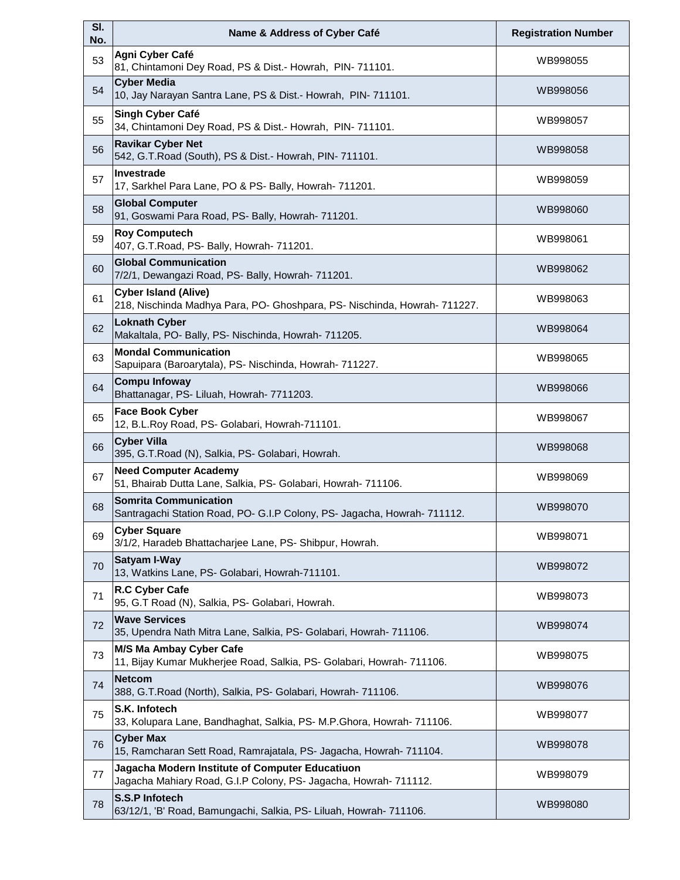| Sl. No. | Name & Address of Cyber Café | Registration Number |
|---|---|---|
| 53 | **Agni Cyber Café**<br>81, Chintamoni Dey Road, PS & Dist.- Howrah, PIN- 711101. | WB998055 |
| 54 | **Cyber Media**<br>10, Jay Narayan Santra Lane, PS & Dist.- Howrah, PIN- 711101. | WB998056 |
| 55 | **Singh Cyber Café**<br>34, Chintamoni Dey Road, PS & Dist.- Howrah, PIN- 711101. | WB998057 |
| 56 | **Ravikar Cyber Net**<br>542, G.T.Road (South), PS & Dist.- Howrah, PIN- 711101. | WB998058 |
| 57 | **Investrade**<br>17, Sarkhel Para Lane, PO & PS- Bally, Howrah- 711201. | WB998059 |
| 58 | **Global Computer**<br>91, Goswami Para Road, PS- Bally, Howrah- 711201. | WB998060 |
| 59 | **Roy Computech**<br>407, G.T.Road, PS- Bally, Howrah- 711201. | WB998061 |
| 60 | **Global Communication**<br>7/2/1, Dewangazi Road, PS- Bally, Howrah- 711201. | WB998062 |
| 61 | **Cyber Island (Alive)**<br>218, Nischinda Madhya Para, PO- Ghoshpara, PS- Nischinda, Howrah- 711227. | WB998063 |
| 62 | **Loknath Cyber**<br>Makaltala, PO- Bally, PS- Nischinda, Howrah- 711205. | WB998064 |
| 63 | **Mondal Communication**<br>Sapuipara (Baroarytala), PS- Nischinda, Howrah- 711227. | WB998065 |
| 64 | **Compu Infoway**<br>Bhattanagar, PS- Liluah, Howrah- 7711203. | WB998066 |
| 65 | **Face Book Cyber**<br>12, B.L.Roy Road, PS- Golabari, Howrah-711101. | WB998067 |
| 66 | **Cyber Villa**<br>395, G.T.Road (N), Salkia, PS- Golabari, Howrah. | WB998068 |
| 67 | **Need Computer Academy**<br>51, Bhairab Dutta Lane, Salkia, PS- Golabari, Howrah- 711106. | WB998069 |
| 68 | **Somrita Communication**<br>Santragachi Station Road, PO- G.I.P Colony, PS- Jagacha, Howrah- 711112. | WB998070 |
| 69 | **Cyber Square**<br>3/1/2, Haradeb Bhattacharjee Lane, PS- Shibpur, Howrah. | WB998071 |
| 70 | **Satyam I-Way**<br>13, Watkins Lane, PS- Golabari, Howrah-711101. | WB998072 |
| 71 | **R.C Cyber Cafe**<br>95, G.T Road (N), Salkia, PS- Golabari, Howrah. | WB998073 |
| 72 | **Wave Services**<br>35, Upendra Nath Mitra Lane, Salkia, PS- Golabari, Howrah- 711106. | WB998074 |
| 73 | **M/S Ma Ambay Cyber Cafe**<br>11, Bijay Kumar Mukherjee Road, Salkia, PS- Golabari, Howrah- 711106. | WB998075 |
| 74 | **Netcom**<br>388, G.T.Road (North), Salkia, PS- Golabari, Howrah- 711106. | WB998076 |
| 75 | **S.K. Infotech**<br>33, Kolupara Lane, Bandhaghat, Salkia, PS- M.P.Ghora, Howrah- 711106. | WB998077 |
| 76 | **Cyber Max**<br>15, Ramcharan Sett Road, Ramrajatala, PS- Jagacha, Howrah- 711104. | WB998078 |
| 77 | **Jagacha Modern Institute of Computer Educatiuon**<br>Jagacha Mahiary Road, G.I.P Colony, PS- Jagacha, Howrah- 711112. | WB998079 |
| 78 | **S.S.P Infotech**<br>63/12/1, 'B' Road, Bamungachi, Salkia, PS- Liluah, Howrah- 711106. | WB998080 |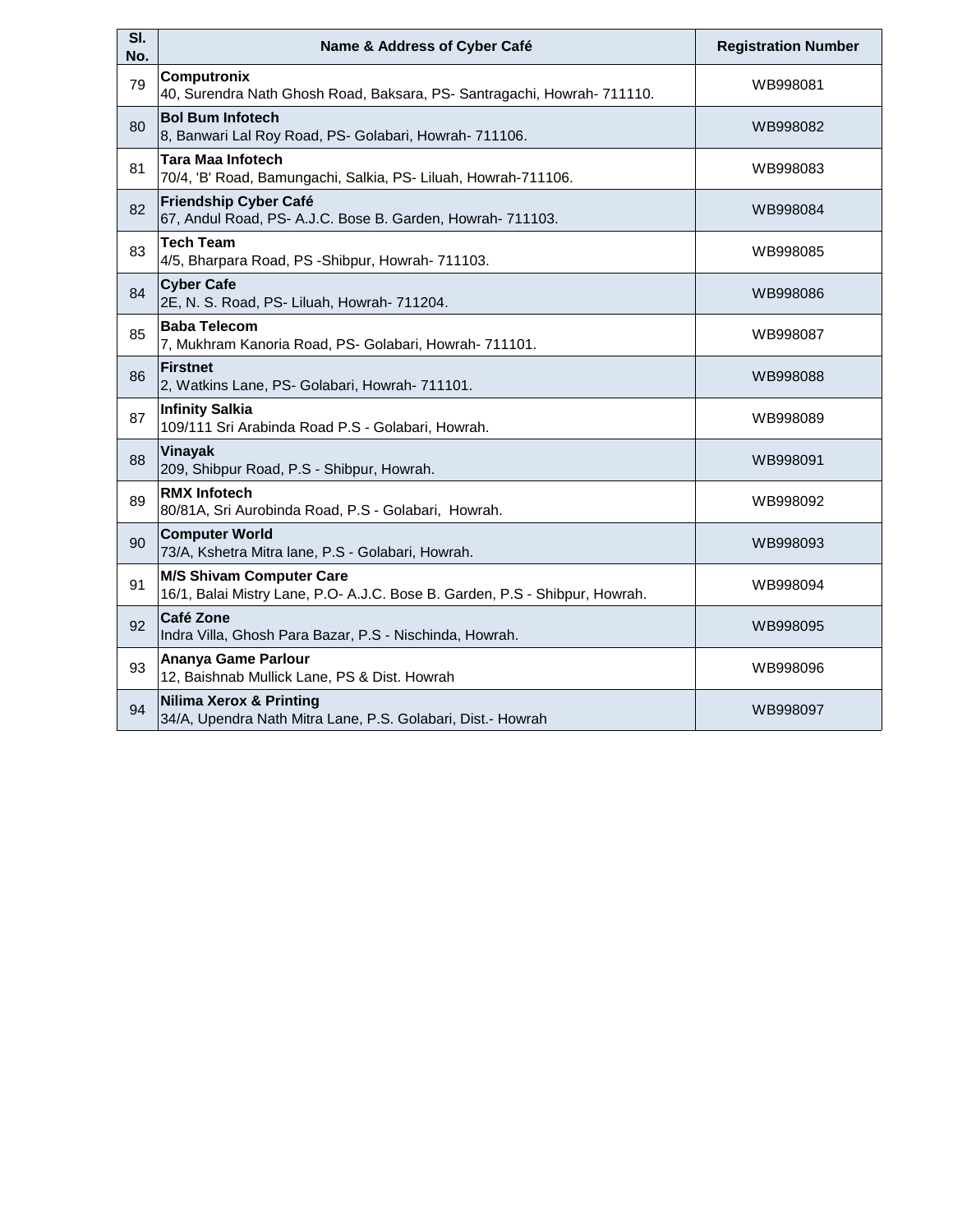| Sl. No. | Name & Address of Cyber Café | Registration Number |
|---|---|---|
| 79 | **Computronix**<br>40, Surendra Nath Ghosh Road, Baksara, PS- Santragachi, Howrah- 711110. | WB998081 |
| 80 | **Bol Bum Infotech**<br>8, Banwari Lal Roy Road, PS- Golabari, Howrah- 711106. | WB998082 |
| 81 | **Tara Maa Infotech**<br>70/4, 'B' Road, Bamungachi, Salkia, PS- Liluah, Howrah-711106. | WB998083 |
| 82 | **Friendship Cyber Café**<br>67, Andul Road, PS- A.J.C. Bose B. Garden, Howrah- 711103. | WB998084 |
| 83 | **Tech Team**<br>4/5, Bharpara Road, PS -Shibpur, Howrah- 711103. | WB998085 |
| 84 | **Cyber Cafe**<br>2E, N. S. Road, PS- Liluah, Howrah- 711204. | WB998086 |
| 85 | **Baba Telecom**<br>7, Mukhram Kanoria Road, PS- Golabari, Howrah- 711101. | WB998087 |
| 86 | **Firstnet**<br>2, Watkins Lane, PS- Golabari, Howrah- 711101. | WB998088 |
| 87 | **Infinity Salkia**<br>109/111 Sri Arabinda Road P.S - Golabari, Howrah. | WB998089 |
| 88 | **Vinayak**<br>209, Shibpur Road, P.S - Shibpur, Howrah. | WB998091 |
| 89 | **RMX Infotech**<br>80/81A, Sri Aurobinda Road, P.S - Golabari, Howrah. | WB998092 |
| 90 | **Computer World**<br>73/A, Kshetra Mitra lane, P.S - Golabari, Howrah. | WB998093 |
| 91 | **M/S Shivam Computer Care**<br>16/1, Balai Mistry Lane, P.O- A.J.C. Bose B. Garden, P.S - Shibpur, Howrah. | WB998094 |
| 92 | **Café Zone**<br>Indra Villa, Ghosh Para Bazar, P.S - Nischinda, Howrah. | WB998095 |
| 93 | **Ananya Game Parlour**<br>12, Baishnab Mullick Lane, PS & Dist. Howrah | WB998096 |
| 94 | **Nilima Xerox & Printing**<br>34/A, Upendra Nath Mitra Lane, P.S. Golabari, Dist.- Howrah | WB998097 |